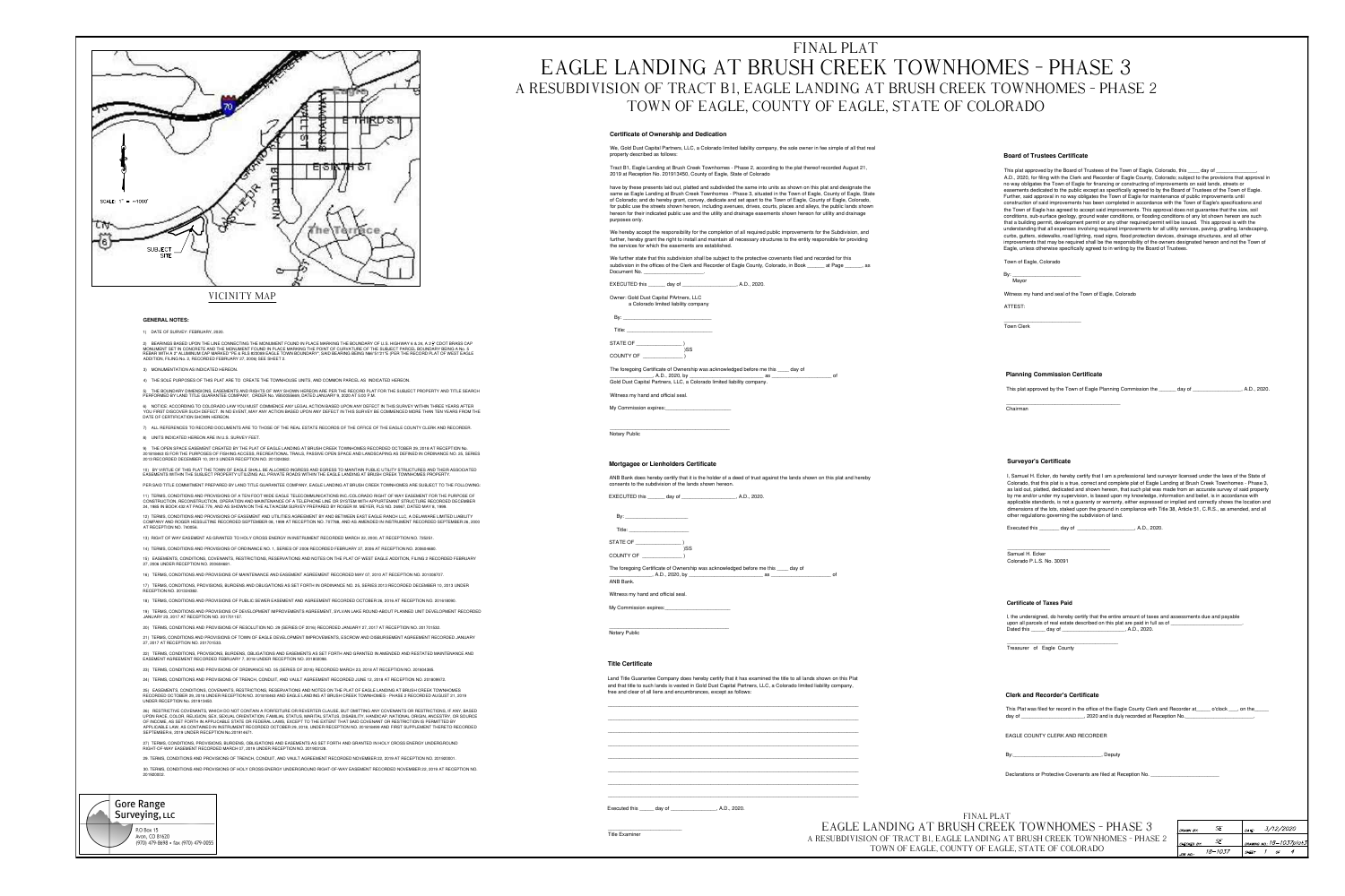# FINAL PLAT
# EAGLE LANDING AT BRUSH CREEK TOWNHOMES - PHASE 3
## A RESUBDIVISION OF TRACT B1, EAGLE LANDING AT BRUSH CREEK TOWNHOMES - PHASE 2
## TOWN OF EAGLE, COUNTY OF EAGLE, STATE OF COLORADO

SCALE: 1" = ~1000'

SUBJECT SITE

VICINITY MAP

### GENERAL NOTES:

1) DATE OF SURVEY: FEBRUARY, 2020.

2) BEARINGS BASED UPON THE LINE CONNECTING THE MONUMENT FOUND IN PLACE MARKING THE BOUNDARY OF U.S. HIGHWAY 6 & 24, A 2¼" CDOT BRASS CAP MONUMENT SET IN CONCRETE AND THE MONUMENT FOUND IN PLACE MARKING THE POINT OF CURVATURE OF THE SUBJECT PARCEL BOUNDARY BEING A No. 5 REBAR WITH A 2" ALUMINUM CAP MARKED "PE & RLS #26369 EAGLE TOWN BOUNDARY"; SAID BEARING BEING N86°51'31"E (PER THE RECORD PLAT OF WEST EAGLE ADDITION, FILING No. 2, RECORDED FEBRUARY 27, 2006) SEE SHEET 2.

3) MONUMENTATION AS INDICATED HEREON.

4) THE SOLE PURPOSES OF THIS PLAT ARE TO CREATE THE TOWNHOUSE UNITS, AND COMMON PARCEL AS INDICATED HEREON.

5) THE BOUNDARY DIMENSIONS, EASEMENTS AND RIGHTS OF WAY SHOWN HEREON ARE PER THE RECORD PLAT FOR THE SUBJECT PROPERTY AND TITLE SEARCH PERFORMED BY LAND TITLE GUARANTEE COMPANY, ORDER No. V50055669, DATED JANUARY 9, 2020 AT 5:00 P.M.

6) NOTICE: ACCORDING TO COLORADO LAW YOU MUST COMMENCE ANY LEGAL ACTION BASED UPON ANY DEFECT IN THIS SURVEY WITHIN THREE YEARS AFTER YOU FIRST DISCOVER SUCH DEFECT. IN NO EVENT, MAY ANY ACTION BASED UPON ANY DEFECT IN THIS SURVEY BE COMMENCED MORE THAN TEN YEARS FROM THE DATE OF CERTIFICATION SHOWN HEREON.

7) ALL REFERENCES TO RECORD DOCUMENTS ARE TO THOSE OF THE REAL ESTATE RECORDS OF THE OFFICE OF THE EAGLE COUNTY CLERK AND RECORDER.

8) UNITS INDICATED HEREON ARE IN U.S. SURVEY FEET.

9) THE OPEN SPACE EASEMENT CREATED BY THE PLAT OF EAGLE LANDING AT BRUSH CREEK TOWNHOMES RECORDED OCTOBER 29, 2018 AT RECEPTION No. 201819463 IS FOR THE PURPOSES OF FISHING ACCESS, RECREATIONAL TRAILS, PASSIVE OPEN SPACE AND LANDSCAPING AS DEFINED IN ORDINANCE NO. 25, SERIES 2013 RECORDED DECEMBER 10, 2013 UNDER RECEPTION NO. 201324362.

10) BY VIRTUE OF THIS PLAT THE TOWN OF EAGLE SHALL BE ALLOWED INGRESS AND EGRESS TO MAINTAIN PUBLIC UTILITY STRUCTURES AND THEIR ASSOCIATED EASEMENTS WITHIN THE SUBJECT PROPERTY UTILIZING ALL PRIVATE ROADS WITHIN THE EAGLE LANDING AT BRUSH CREEK TOWNHOMES PROPERTY.

PER SAID TITLE COMMITMENT PREPARED BY LAND TITLE GUARANTEE COMPANY, EAGLE LANDING AT BRUSH CREEK TOWNHOMES ARE SUBJECT TO THE FOLLOWING:

11) TERMS, CONDITIONS AND PROVISIONS OF A TEN FOOT WIDE EAGLE TELECOMMUNICATIONS INC./COLORADO RIGHT OF WAY EASEMENT FOR THE PURPOSE OF CONSTRUCTION, RECONSTRUCTION, OPERATION AND MAINTENANCE OF A TELEPHONE LINE OR SYSTEM WITH APPURTENANT STRUCTURE RECORDED DECEMBER 24, 1985 IN BOOK 432 AT PAGE 779, AND AS SHOWN ON THE ALTA/ACSM SURVEY PREPARED BY ROGER W. MEYER, PLS NO. 26667, DATED MAY 6, 1999.

12) TERMS, CONDITIONS AND PROVISIONS OF EASEMENT AND UTILITIES AGREEMENT BY AND BETWEEN EAST EAGLE RANCH LLC, A DELAWARE LIMITED LIABILITY COMPANY AND ROGER HOSSLETINE RECORDED SEPTEMBER 09, 1999 AT RECEPTION NO. 707788, AND AS AMENDED IN INSTRUMENT RECORDED SEPTEMBER 26, 2000 AT RECEPTION NO. 740854.

13) RIGHT OF WAY EASEMENT AS GRANTED TO HOLY CROSS ENERGY IN INSTRUMENT RECORDED MARCH 22, 2000, AT RECEPTION NO. 725251.

14) TERMS, CONDITIONS AND PROVISIONS OF ORDINANCE NO. 1, SERIES OF 2006 RECORDED FEBRUARY 27, 2006 AT RECEPTION NO. 200604660.

15) EASEMENTS, CONDITIONS, COVENANTS, RESTRICTIONS, RESERVATIONS AND NOTES ON THE PLAT OF WEST EAGLE ADDITION, FILING 2 RECORDED FEBRUARY 27, 2006 UNDER RECEPTION NO. 200604661.

16) TERMS, CONDITIONS AND PROVISIONS OF MAINTENANCE AND EASEMENT AGREEMENT RECORDED MAY 07, 2010 AT RECEPTION NO. 201008707.

17) TERMS, CONDITIONS, PROVISIONS, BURDENS AND OBLIGATIONS AS SET FORTH IN ORDINANCE NO. 25, SERIES 2013 RECORDED DECEMBER 10, 2013 UNDER RECEPTION NO. 201324362.

18) TERMS, CONDITIONS AND PROVISIONS OF PUBLIC SEWER EASEMENT AND AGREEMENT RECORDED OCTOBER 26, 2016 AT RECEPTION NO. 201618090.

19) TERMS, CONDITIONS AND PROVISIONS OF DEVELOPMENT IMPROVEMENTS AGREEMENT, SYLVAN LAKE ROUND ABOUT PLANNED UNIT DEVELOPMENT RECORDED JANUARY 23, 2017 AT RECEPTION NO. 201701157.

20) TERMS, CONDITIONS AND PROVISIONS OF RESOLUTION NO. 28 (SERIES OF 2016) RECORDED JANUARY 27, 2017 AT RECEPTION NO. 201701532.

21) TERMS, CONDITIONS AND PROVISIONS OF TOWN OF EAGLE DEVELOPMENT IMPROVEMENTS, ESCROW AND DISBURSEMENT AGREEMENT RECORDED JANUARY 27, 2017 AT RECEPTION NO. 201701533.

22) TERMS, CONDITIONS, PROVISIONS, BURDENS, OBLIGATIONS AND EASEMENTS AS SET FORTH AND GRANTED IN AMENDED AND RESTATED MAINTENANCE AND EASEMENT AGREEMENT RECORDED FEBRUARY 7, 2018 UNDER RECEPTION NO. 201802086.

23) TERMS, CONDITIONS AND PROVISIONS OF ORDINANCE NO. 05 (SERIES OF 2018) RECORDED MARCH 23, 2018 AT RECEPTION NO. 201804385.

24) TERMS, CONDITIONS AND PROVISIONS OF TRENCH, CONDUIT, AND VAULT AGREEMENT RECORDED JUNE 12, 2018 AT RECEPTION NO. 201809672.

25) EASEMENTS, CONDITIONS, COVENANTS, RESTRICTIONS, RESERVATIONS AND NOTES ON THE PLAT OF EAGLE LANDING AT BRUSH CREEK TOWNHOMES RECORDED OCTOBER 29, 2018 UNDER RECEPTION NO. 201819463 AND EAGLE LANDING AT BRUSH CREEK TOWNHOMES - PHASE 2 RECORDED AUGUST 21, 2019 UNDER RECEPTION No. 201913450.

26) RESTRICTIVE COVENANTS, WHICH DO NOT CONTAIN A FORFEITURE OR REVERTER CLAUSE, BUT OMITTING ANY COVENANTS OR RESTRICTIONS, IF ANY, BASED UPON RACE, COLOR, RELIGION, SEX, SEXUAL ORIENTATION, FAMILIAL STATUS, MARITAL STATUS, DISABILITY, HANDICAP, NATIONAL ORIGIN, ANCESTRY, OR SOURCE OF INCOME, AS SET FORTH IN APPLICABLE STATE OR FEDERAL LAWS, EXCEPT TO THE EXTENT THAT SAID COVENANT OR RESTRICTION IS PERMITTED BY APPLICABLE LAW, AS CONTAINED IN INSTRUMENT RECORDED OCTOBER 29, 2018, UNDER RECEPTION NO. 201819499 AND FIRST SUPPLEMENT THERETO RECORDED SEPTEMBER 6, 2019 UNDER RECEPTION No.201914671.

27) TERMS, CONDITIONS, PROVISIONS, BURDENS, OBLIGATIONS AND EASEMENTS AS SET FORTH AND GRANTED IN HOLY CROSS ENERGY UNDERGROUND RIGHT-OF-WAY EASEMENT RECORDED MARCH 07, 2019 UNDER RECEPTION NO. 201903728.

28) TERMS, CONDITIONS AND PROVISIONS OF TRENCH, CONDUIT, AND VAULT AGREEMENT RECORDED NOVEMBER 22, 2019 AT RECEPTION NO. 201920001.

30) TERMS, CONDITIONS AND PROVISIONS OF HOLY CROSS ENERGY UNDERGROUND RIGHT-OF-WAY EASEMENT RECORDED NOVEMBER 22, 2019 AT RECEPTION NO. 201920002.

Gore Range Surveying, LLC
P.O. Box 15
Avon, CO 81620
(970) 479-8698 • fax (970) 479-0055

### Certificate of Ownership and Dedication

We, Gold Dust Capital Partners, LLC, a Colorado limited liability company, the sole owner in fee simple of all that real property described as follows:

Tract B1, Eagle Landing at Brush Creek Townhomes - Phase 2, according to the plat thereof recorded August 21, 2019 at Reception No. 201913450, County of Eagle, State of Colorado

have by these presents laid out, platted and subdivided the same into units as shown on this plat and designate the same as Eagle Landing at Brush Creek Townhomes - Phase 3, situated in the Town of Eagle, County of Eagle, State of Colorado; and do hereby grant, convey, dedicate and set apart to the Town of Eagle, County of Eagle, Colorado, for public use the streets shown hereon, including avenues, drives, courts, places and alleys, the public lands shown hereon for their indicated public use and the utility and drainage easements shown hereon for utility and drainage purposes only.

We hereby accept the responsibility for the completion of all required public improvements for the Subdivision, and further, hereby grant the right to install and maintain all necessary structures to the entity responsible for providing the services for which the easements are established.

We further state that this subdivision shall be subject to the protective covenants filed and recorded for this subdivision in the offices of the Clerk and Recorder of Eagle County, Colorado, in Book ______ at Page ______, as Document No. ____________________.

EXECUTED this ______ day of __________________, A.D., 2020.

Owner: Gold Dust Capital PArtners, LLC
a Colorado limited liability company

By: ______________________________

Title: ______________________________

STATE OF ______________ )
)SS
COUNTY OF ______________ )

The foregoing Certificate of Ownership was acknowledged before me this ____ day of ______________, A.D., 2020, by __________________________ as __________________ of Gold Dust Capital Partners, LLC, a Colorado limited liability company.

Witness my hand and official seal.

My Commission expires:______________________

______________________________
Notary Public

### Mortgagee or Lienholders Certificate

ANB Bank does hereby certify that it is the holder of a deed of trust against the lands shown on this plat and hereby consents to the subdivision of the lands shown hereon.

EXECUTED this ______ day of __________________, A.D., 2020.

By: ______________________

Title: ______________________

STATE OF ______________ )
)SS
COUNTY OF ______________ )

The foregoing Certificate of Ownership was acknowledged before me this ____ day of ______________, A.D., 2020, by __________________________ as __________________ of ANB Bank.

Witness my hand and official seal.

My Commission expires:______________________

______________________________
Notary Public

### Title Certificate

Land Title Guarantee Company does hereby certify that it has examined the title to all lands shown on this Plat and that title to such lands is vested in Gold Dust Capital Partners, LLC, a Colorado limited liability company, free and clear of all liens and encumbrances, except as follows:

______________________________________________________________________

______________________________________________________________________

______________________________________________________________________

______________________________________________________________________

______________________________________________________________________

______________________________________________________________________

______________________________________________________________________

Executed this _____ day of ______________, A.D., 2020.

______________________
Title Examiner

### Board of Trustees Certificate

This plat approved by the Board of Trustees of the Town of Eagle, Colorado, this ____ day of _____________, A.D., 2020, for filing with the Clerk and Recorder of Eagle County, Colorado; subject to the provisions that approval in no way obligates the Town of Eagle for financing or constructing of improvements on said lands, streets or easements dedicated to the public except as specifically agreed to by the Board of Trustees of the Town of Eagle. Further, said approval in no way obligates the Town of Eagle for maintenance of public improvements until construction of said improvements has been completed in accordance with the Town of Eagle's specifications and the Town of Eagle has agreed to accept said improvements. This approval does not guarantee that the size, soil conditions, sub-surface geology, ground water conditions, or flooding conditions of any lot shown hereon are such that a building permit, development permit or any other required permit will be issued. This approval is with the understanding that all expenses involving required improvements for all utility services, paving, grading, landscaping, curbs, gutters, sidewalks, road lighting, road signs, flood protection devices, drainage structures, and all other improvements that may be required shall be the responsibility of the owners designated hereon and not the Town of Eagle, unless otherwise specifically agreed to in writing by the Board of Trustees.

Town of Eagle, Colorado

By: ______________________
Mayor

Witness my hand and seal of the Town of Eagle, Colorado

ATTEST:

______________________
Town Clerk

### Planning Commission Certificate

This plat approved by the Town of Eagle Planning Commission the ______ day of __________________, A.D., 2020.

______________________________
Chairman

### Surveyor's Certificate

I, Samuel H. Ecker, do hereby certify that I am a professional land surveyor licensed under the laws of the State of Colorado, that this plat is a true, correct and complete plat of Eagle Landing at Brush Creek Townhomes - Phase 3, as laid out, platted, dedicated and shown hereon, that such plat was made from an accurate survey of said property by me and/or under my supervision, is based upon my knowledge, information and belief, is in accordance with applicable standards, is not a guaranty or warranty, either expressed or implied and correctly shows the location and dimensions of the lots, staked upon the ground in compliance with Title 38, Article 51, C.R.S., as amended, and all other regulations governing the subdivision of land.

Executed this _______ day of __________________, A.D., 2020.

______________________________
Samuel H. Ecker
Colorado P.L.S. No. 30091

### Certificate of Taxes Paid

I, the undersigned, do hereby certify that the entire amount of taxes and assessments due and payable upon all parcels of real estate described on this plat are paid in full as of ________________________. Dated this _____ day of ______________________, A.D., 2020.

______________________________
Treasurer of Eagle County

### Clerk and Recorder's Certificate

This Plat was filed for record in the office of the Eagle County Clerk and Recorder at_____ o'clock ___, on the_____ day of ____________________, 2020 and is duly recorded at Reception No.______________________.

EAGLE COUNTY CLERK AND RECORDER

By:______________________________, Deputy

Declarations or Protective Covenants are filed at Reception No. ______________________

FINAL PLAT
EAGLE LANDING AT BRUSH CREEK TOWNHOMES - PHASE 3
A RESUBDIVISION OF TRACT B1, EAGLE LANDING AT BRUSH CREEK TOWNHOMES - PHASE 2
TOWN OF EAGLE, COUNTY OF EAGLE, STATE OF COLORADO

| DRAWN BY: SE | DATE: 3/12/2020 |
| --- | --- |
| CHECKED BY: SE | DRAWING NO. 18-1037plat3 |
| JOB NO.: 18-1037 | SHEET 1 OF 4 |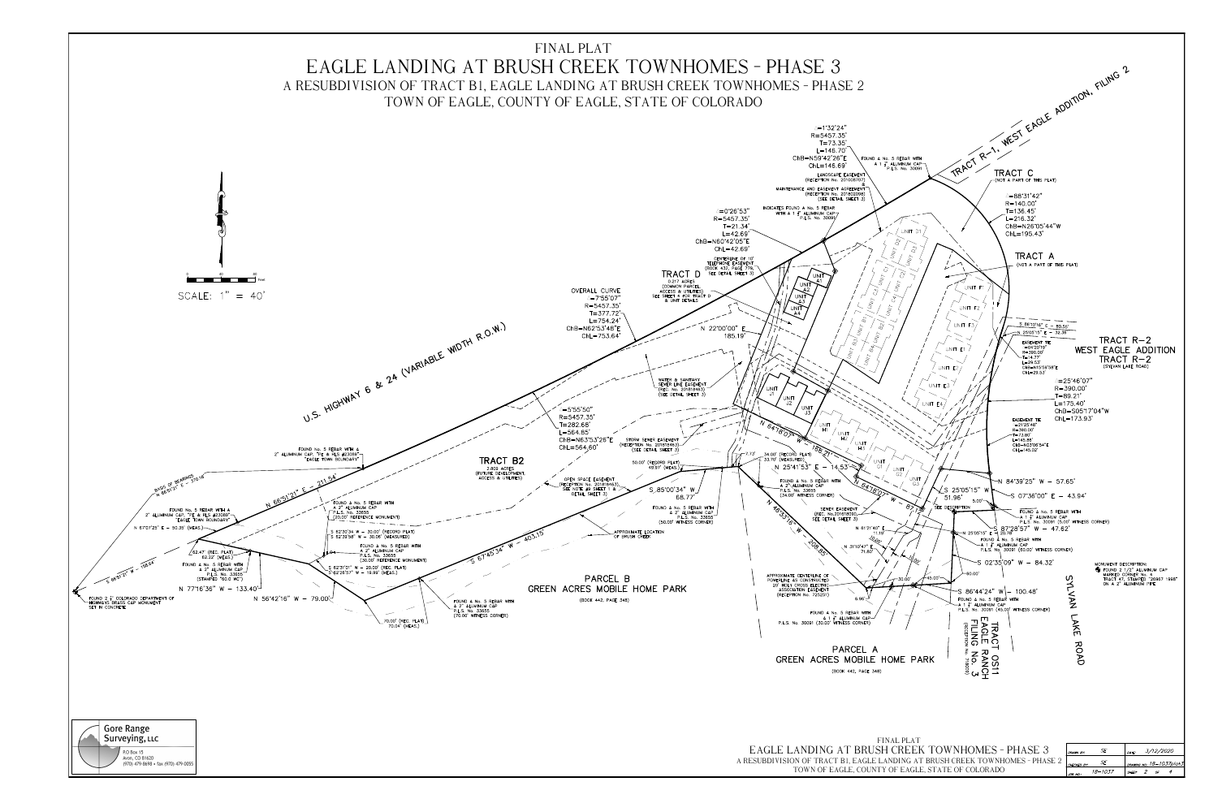# FINAL PLAT

# EAGLE LANDING AT BRUSH CREEK TOWNHOMES - PHASE 3

## A RESUBDIVISION OF TRACT B1, EAGLE LANDING AT BRUSH CREEK TOWNHOMES - PHASE 2

## TOWN OF EAGLE, COUNTY OF EAGLE, STATE OF COLORADO

SCALE: 1" = 40'

TRACT R-1, WEST EAGLE ADDITION, FILING 2

Δ=1°32'24"
R=5457.35'
T=73.35'
L=146.70'
ChB=N59°42'26"E
ChL=146.69'

FOUND A No. 5 REBAR WITH A 1 ½" ALUMINUM CAP P.L.S. No. 30091

LANDSCAPE EASEMENT (RECEPTION No. 201008707)

MAINTENANCE AND EASEMENT AGREEMENT (RECEPTION No. 201802098) (SEE DETAIL SHEET 3)

INDICATES FOUND A No. 5 REBAR WITH A 1 ½" ALUMINUM CAP P.L.S. No. 30091

Δ=0°26'53"
R=5457.35'
T=21.34'
L=42.69'
ChB=N60°42'05"E
ChL=42.69'

CENTERLINE OF 10' TELEPHONE EASEMENT (BOOK 432, PAGE 776) SEE DETAIL SHEET 3

TRACT C (NOT A PART OF THIS PLAT)

Δ=88°31'42"
R=140.00'
T=136.45'
L=216.32'
ChB=N26°05'44"W
ChL=195.43'

TRACT A (NOT A PART OF THIS PLAT)

TRACT D
0.217 ACRES (COMMON PARCEL, ACCESS & UTILITIES) SEE SHEET 4 FOR TRACT D & UNIT DETAILS

OVERALL CURVE
Δ=7°55'07"
R=5457.35'
T=377.72'
L=754.24'
ChB=N62°53'48"E
ChL=753.64'

N 22°00'00" E 185.19'

S 86°10'16" E - 40.56'
N 25°05'15" E - 32.38'

EASEMENT TIE
Δ=04°20'19"
R=390.00'
T=14.77'
L=29.53'
ChB=N15°56'38"E
ChL=29.53'

TRACT R-2
WEST EAGLE ADDITION
TRACT R-2
(SYLVAN LAKE ROAD)

U.S. HIGHWAY 6 & 24 (VARIABLE WIDTH R.O.W.)

WATER & SANITARY SEWER LINE EASEMENT (REC. No. 201818463) (SEE DETAIL SHEET 3)

Δ=25°46'07"
R=390.00'
T=89.21'
L=175.40'
ChB=S05°17'04"W
ChL=173.93'

EASEMENT TIE
Δ=21°25'48"
R=390.00'
T=73.80'
L=145.86'
ChB=N03°06'54"E
ChL=145.02'

Δ=5°55'50"
R=5457.35'
T=282.68'
L=564.85'
ChB=N63°53'28"E
ChL=564.60'

STORM SEWER EASEMENT (RECEPTION No. 201818463) (SEE DETAIL SHEET 3)

UNITS A1–A4, B1–B4, C1–C4, D1–D3, E1–E4, F1–F3, G1–G2, H1–H4, J1–J3

N 64°18'07" W 186.21'

34.00' (RECORD PLAT)
33.70' (MEASURED)

N 25°41'53" E - 14.53'

FOUND No. 5 REBAR WITH A 2" ALUMINUM CAP, "PE & PLS #23089" "EAGLE TOWN BOUNDARY"

TRACT B2
3.809 ACRES (FUTURE DEVELOPMENT, ACCESS & UTILITIES)

50.00' (RECORD PLAT)
49.97' (MEAS.)

S 85°00'34" W 68.77'

FOUND A No. 5 REBAR WITH A 2" ALUMINUM CAP P.L.S. No. 33655 (34.00' WITNESS CORNER)

N 84°39'25" W - 57.65'
S 25°05'15" W 51.96'
S 07°36'00" E - 43.94'

BASIS OF BEARINGS N 66°51'21" E - 370.18'

N 66°51'21" E - 211.54'

FOUND No. 5 REBAR WITH A 2" ALUMINUM CAP, "PE & PLS #23089" "EAGLE TOWN BOUNDARY"

N 67°07'25" E - 50.35' (MEAS.)

FOUND A No. 5 REBAR WITH A 2" ALUMINUM CAP P.L.S. No. 33655 (20.00' REFERENCE MONUMENT)

OPEN SPACE EASEMENT (RECEPTION No. 201818463), SEE NOTE #8 SHEET 1 & DETAIL SHEET 3

FOUND A No. 5 REBAR WITH A 2" ALUMINUM CAP P.L.S. No. 33655 (50.00' WITNESS CORNER)

N 64°18'07" W - 67.41'

SEE DESCRIPTION

SEWER EASEMENT (REC. No. 201818030) SEE DETAIL SHEET 3

5.00'

FOUND A No. 5 REBAR WITH A 1 ½" ALUMINUM CAP P.L.S. No. 30091 (5.00' WITNESS CORNER)

S 87°28'57" W - 47.62'

N 25°05'15" E - 25.78'

FOUND A No. 5 REBAR WITH A 1 ½" ALUMINUM CAP P.L.S. No. 30091 (50.00' WITNESS CORNER)

N 81°21'49" E 11.19'
10.00'
N 31°10'47" E 71.82'

S 02°35'09" W - 84.32'

S 66°51'21" W - 158.64'

62.47' (REC. PLAT)
62.22' (MEAS.)

S 62°30'34 W - 30.00' (RECORD PLAT)
S 62°29'58" W - 30.06' (MEASURED)

APPROXIMATE LOCATION OF BRUSH CREEK

N 46°33'16" W - 208.86'

FOUND A No. 5 REBAR WITH A 2" ALUMINUM CAP P.L.S. No. 33655 (STAMPED "50.0 WC")

FOUND A No. 5 REBAR WITH A 2" ALUMINUM CAP P.L.S. No. 33655 (30.00' REFERENCE MONUMENT)

S 67°45'34" W - 403.15'

APPROXIMATE CENTERLINE OF POWERLINE AS CONSTRUCTED (20' HOLY CROSS ELECTRIC ASSOCIATION EASEMENT) (RECEPTION No. 725201)

30.00'
45.00'
60.00'

S 86°44'24" W - 100.48'

A 1 ½" ALUMINUM CAP P.L.S. No. 30091 (45.00' WITNESS CORNER)

N 77°16'36" W - 133.40'

N 56°42'16" W - 79.00'

S 62°31'01" W - 20.00' (REC. PLAT)
S 62°28'57" W - 19.99' (MEAS.)

PARCEL B
GREEN ACRES MOBILE HOME PARK
(BOOK 442, PAGE 348)

6.98'

FOUND A No. 5 REBAR WITH A 1 ½" ALUMINUM CAP P.L.S. No. 30091 (30.00' WITNESS CORNER)

TRACT OS11 EAGLE RANCH FILING No. 3 (RECEPTION No. 718265)

SYLVAN LAKE ROAD

MONUMENT DESCRIPTION:
FOUND 2 1/2" ALUMINUM CAP MARKED CORNER "A TRACT 47, STAMPED "26967 1998" ON A 2" ALUMINUM PIPE

FOUND 2 ½" COLORADO DEPARTMENT OF HIGHWAYS BRASS CAP MONUMENT SET IN CONCRETE

FOUND A No. 5 REBAR WITH A 2" ALUMINUM CAP P.L.S. No. 33655 (70.00' WITNESS CORNER)

70.00' (REC. PLAT)
70.04' (MEAS.)

PARCEL A
GREEN ACRES MOBILE HOME PARK
(BOOK 442, PAGE 348)

Gore Range Surveying, LLC
P.O. Box 15
Avon, CO 81620
(970) 479-8698 • fax (970) 479-0055

| DRAWN BY: | SE | DATE: | 3/12/2020 |
|---|---|---|---|
| CHECKED BY: | SE | DRAWING NO. | 18-1037plat3 |
| JOB NO.: | 18-1037 | SHEET | 2 OF 4 |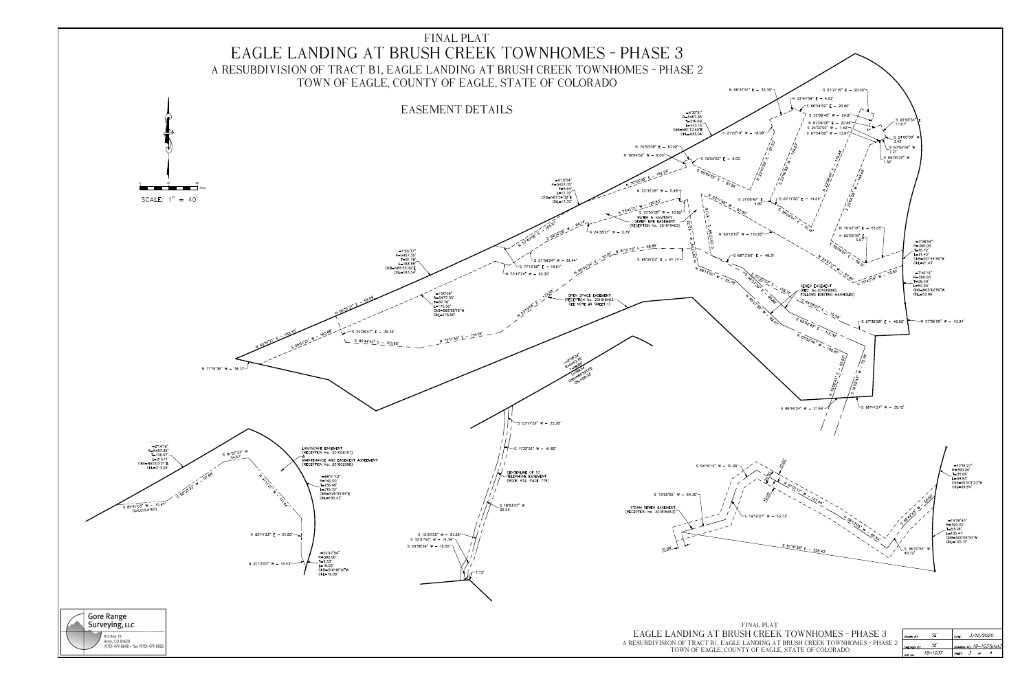# FINAL PLAT

# EAGLE LANDING AT BRUSH CREEK TOWNHOMES - PHASE 3

## A RESUBDIVISION OF TRACT B1, EAGLE LANDING AT BRUSH CREEK TOWNHOMES - PHASE 2

## TOWN OF EAGLE, COUNTY OF EAGLE, STATE OF COLORADO

## EASEMENT DETAILS

SCALE: 1" = 40'

N 68°37'41" E - 33.39'
S 67°21'15" E - 20.00'
N 22°40'09" E - 4.02'
S 66°04'53" E - 20.00'
S 22°38'45" W - 24.81'
N 67°04'06" E - 20.86'
S 24°00'00" W - 1.42'
S 67°04'06" W - 13.81'
S 22°55'54" E 17.87'
S 24°00'00" W 3.42'
S 67°04'06" W 7.21'
N 66°00'00" W 1.32'
N 21°22'19" W - 18.98'

Δ=4°33'51"
R=5457.35'
T=216.69'
L=433.15'
CHB=N61°12'40"E
CHL=433.04'

N 70°56'08" E - 10.00'
N 19°04'52" W - 9.00'
S 19°04'52" E - 9.00'
S 66°14'32" E - 87.06'

Δ=0°10'54"
R=5457.35'
T=8.65'
L=17.30'
CHB=N63°24'32"E
CHL=17.30'

N 70°55'06" E - 182.24'
N 23°32'28" W - 5.98'
N 73°41'01" W - 130.83'
S 70°55'06" W - 10.82'

WATER & SANITARY SEWER LINE EASEMENT (RECEPTION No. 201818463)

N 24°38'21" W - 2.79'
S 65°13'00" W - 64.14'
N 57°46'09" E - 105.57'
S 57°38'24" W - 61.44'
S 77°16'59" E - 19.61'
N 73°47'24" W - 20.30'

Δ=1°55'37"
R=5457.35'
T=91.78'
L=183.55'
CHB=N65°53'32"E
CHL=183.54'

Δ=1°50'09"
R=5477.35'
T=87.76'
L=175.50'
CHB=S65°56'16"W
CHL=175.50'

N 66°51'21" E - 158.06'
S 66°51'21" W - 163.68'
N 66°51'21" E - 152.45'
S 20°08'47" E - 39.39'
S 80°44'43" E - 103.60'
N 72°11'49" E - 114.59'
N 53°20'00" E - 117.58'
N 48°47'54" E - 53.61'
N 81°37'10" E - 56.88'
S 89°35'03" E - 51.74'
N 77°18'36" W - 34.13'

OPEN SPACE EASEMENT (RECEPTION No. 201818463) SEE NOTE #9 SHEET 1)

N 62°11'46" E - 67.60'
S 21°08'42" E 4.90'
S 67°11'50" E - 14.54'
S 56°04'07" E - 31.16'
N 60°19'15" W - 110.85'
N 70°43'18" E - 53.05'
N 82°08'16" E 3.67'
S 68°13'50" E - 48.31'
N 68°13'50" W - 55.76'
S 67°20'53" E - 108.31'
S 54°37'11" E - 67.80'
S 70°43'18" W - 73.62'

SEWER EASEMENT (REC. No. 201818090, FOLLOWS EXISTING MANHOLES)

S 64°18'00" E - 70.58'
S 65°52'40" E - 115.76'
N 65°52'40" W - 100.47'
S 67°36'58" E - 46.50'
N 07°36'00" W - 43.94'

Δ=3°08'54"
R=390.00'
T=10.72'
L=21.43'
CHB=S01°44'48"W
CHL=21.43'

Δ=7°46'16"
R=390.00'
T=26.48'
L=52.90'
CHB=N03°42'50"W
CHL=52.86'

S 86°44'24" W - 21.64'
S 86°44'24" W - 35.12'

Δ=2°05'34"
R=5437.35'
T=99.24'
L=198.48'
CHB=N68°31'35"E
CHL=198.35'

S 03°17'29" W - 35.38'
S 11°32'26" W - 41.82'

CENTERLINE OF 10' TELEPHONE EASEMENT (BOOK 432, PAGE 779)

S 18°53'01" W 92.24'
S 15°20'05" W - 51.28'
S 32°31'40" W - 14.34'
S 03°58'24" W - 15.55'
7.73'

Δ=2°14'15"
R=5457.35'
T=106.57'
L=213.11'
CHB=N65°03'21"E
CHL=213.09'

S 81°37'53" W 34.67'

LANDSCAPE EASEMENT (RECEPTION No. 201006707) & MAINTENANCE AND EASEMENT AGREEMENT (RECEPTION No. 201802098)

S 58°53'52" W - 97.88'
N 41°11'07" W - 113.44'
S 85°41'03" W - 10.47' (CALCULATED)

Δ=88°31'42"
R=140.00'
T=136.45'
L=216.32'
CHB=S26°05'44"E
CHL=195.43'

N 00°14'22" E - 51.80'

Δ=02°47'54"
R=390.00'
T=9.53'
L=19.05'
CHB=S16°46'10"W
CHL=19.05'

N 21°13'55" W - 18.43'

S 54°19'13" W - 31.56'
10.00'
N 61°10'17" W - 127.44'
N 68°13'06" W - 85.24'
S 73°59'05" W - 64.30'

STORM SEWER EASEMENT (RECEPTION No. 201818463)

S 19°19'27" W - 53.73'
10.00'
S 81°16'36" E - 356.43'
N 40°43'33" W - 58.60'
S 36°00'55" W 40.72'

Δ=10°15'21"
R=390.00'
T=35.00'
L=69.80'
CHB=S13°01'53"W
CHL=69.64'

Δ=15°29'40"
R=390.00'
T=53.06'
L=105.47'
CHB=S00°08'50"W
CHL=105.15'

**Gore Range Surveying, LLC**
P.O Box 15
Avon, CO 81620
(970) 479-8698 • fax (970) 479-0055

FINAL PLAT
EAGLE LANDING AT BRUSH CREEK TOWNHOMES - PHASE 3
A RESUBDIVISION OF TRACT B1, EAGLE LANDING AT BRUSH CREEK TOWNHOMES - PHASE 2
TOWN OF EAGLE, COUNTY OF EAGLE, STATE OF COLORADO

| DRAWN BY: SE | DATE: 3/12/2020 |
|---|---|
| CHECKED BY: SE | DRAWING NO. 18-1037plat3 |
| JOB NO.: 18-1037 | SHEET 3 OF 4 |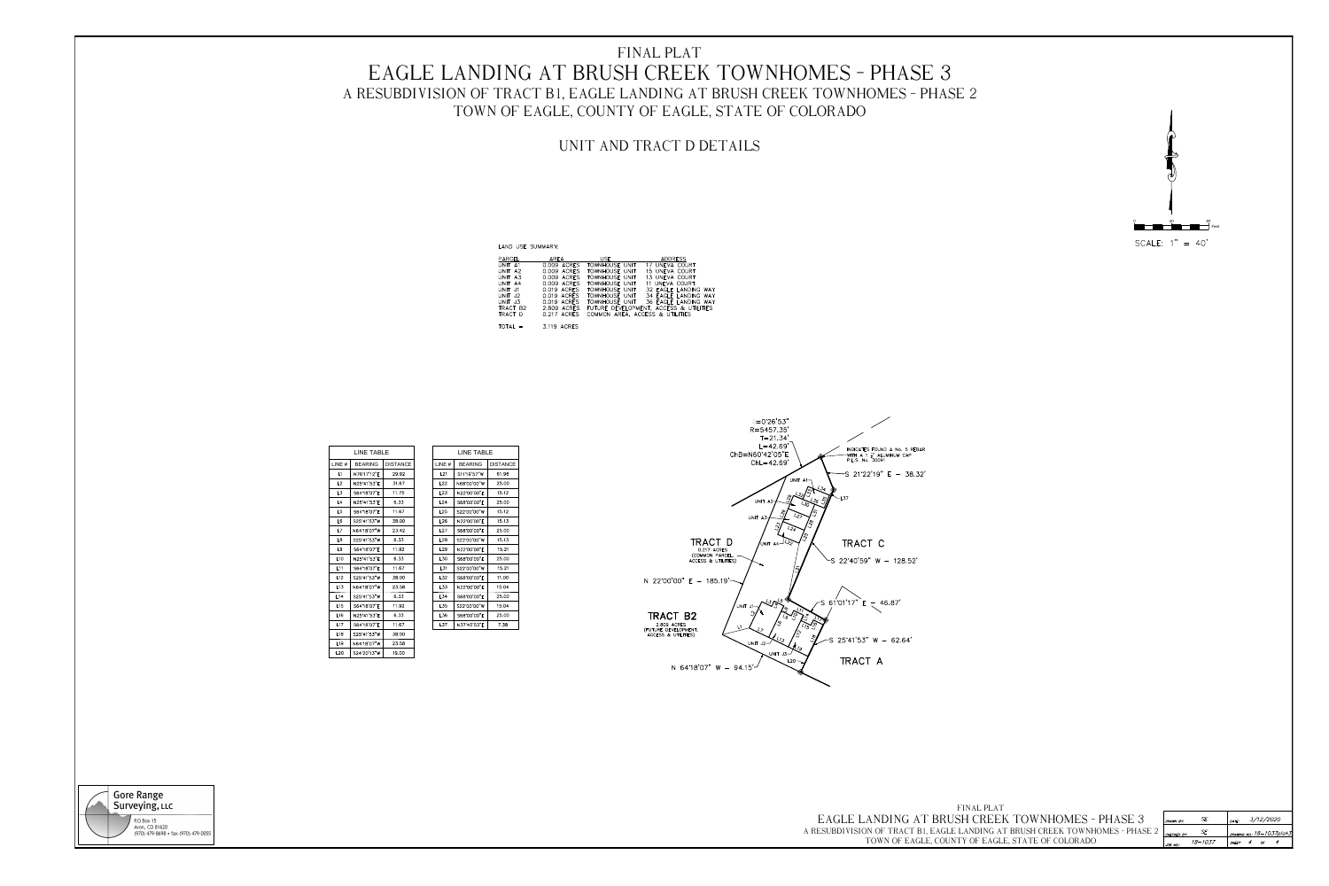# FINAL PLAT

# EAGLE LANDING AT BRUSH CREEK TOWNHOMES - PHASE 3

## A RESUBDIVISION OF TRACT B1, EAGLE LANDING AT BRUSH CREEK TOWNHOMES - PHASE 2

## TOWN OF EAGLE, COUNTY OF EAGLE, STATE OF COLORADO

## UNIT AND TRACT D DETAILS

LAND USE SUMMARY:

| PARCEL | AREA | USE | ADDRESS |
|---|---|---|---|
| UNIT A1 | 0.009 ACRES | TOWNHOUSE UNIT | 17 UNEVA COURT |
| UNIT A2 | 0.009 ACRES | TOWNHOUSE UNIT | 15 UNEVA COURT |
| UNIT A3 | 0.009 ACRES | TOWNHOUSE UNIT | 13 UNEVA COURT |
| UNIT A4 | 0.009 ACRES | TOWNHOUSE UNIT | 11 UNEVA COURT |
| UNIT J1 | 0.019 ACRES | TOWNHOUSE UNIT | 32 EAGLE LANDING WAY |
| UNIT J2 | 0.019 ACRES | TOWNHOUSE UNIT | 34 EAGLE LANDING WAY |
| UNIT J3 | 0.019 ACRES | TOWNHOUSE UNIT | 36 EAGLE LANDING WAY |
| TRACT B2 | 2.809 ACRES | FUTURE DEVELOPMENT, ACCESS & UTILITIES | |
| TRACT D | 0.217 ACRES | COMMON AREA, ACCESS & UTILITIES | |

TOTAL = 3.119 ACRES

SCALE: 1" = 40'

0 40 80 Feet

| LINE TABLE | | |
|---|---|---|
| LINE # | BEARING | DISTANCE |
| L1 | N76°17'13"E | 29.92 |
| L2 | N25°41'53"E | 31.67 |
| L3 | S64°18'07"E | 11.75 |
| L4 | N25°41'53"E | 6.33 |
| L5 | S64°18'07"E | 11.67 |
| L6 | S25°41'53"W | 38.00 |
| L7 | N64°18'07"W | 23.42 |
| L8 | S25°41'53"W | 6.33 |
| L9 | S64°18'07"E | 11.92 |
| L10 | N25°41'53"E | 6.33 |
| L11 | S64°18'07"E | 11.67 |
| L12 | S25°41'53"W | 38.00 |
| L13 | N64°18'07"W | 23.58 |
| L14 | S25°41'53"W | 6.33 |
| L15 | S64°18'07"E | 11.92 |
| L16 | N25°41'53"E | 6.33 |
| L17 | S64°18'07"E | 11.67 |
| L18 | S25°41'53"W | 38.00 |
| L19 | N64°18'07"W | 23.58 |
| L20 | S24°20'13"W | 15.00 |

| LINE TABLE | | |
|---|---|---|
| LINE # | BEARING | DISTANCE |
| L21 | S11°19'57"W | 61.98 |
| L22 | N68°00'00"W | 25.00 |
| L23 | N22°00'00"E | 15.12 |
| L24 | S68°00'00"E | 25.00 |
| L25 | S22°00'00"W | 15.12 |
| L26 | N22°00'00"E | 15.13 |
| L27 | S68°00'00"E | 25.00 |
| L28 | S22°00'00"W | 15.13 |
| L29 | N22°00'00"E | 15.21 |
| L30 | S68°00'00"E | 25.00 |
| L31 | S22°00'00"W | 15.21 |
| L32 | S68°00'00"E | 11.00 |
| L33 | N22°00'00"E | 15.04 |
| L34 | S68°00'00"E | 25.00 |
| L35 | S22°00'00"W | 15.04 |
| L36 | S68°00'00"E | 25.00 |
| L37 | N37°45'53"E | 7.38 |

Δ=0°26'53"
R=5457.35'
T=21.34'
L=42.69'
ChB=N60°42'05"E
ChL=42.69'

INDICATES FOUND A No. 5 REBAR WITH A 1 ½" ALUMINUM CAP P.L.S. No. 30091

S 21°22'19" E - 38.32'

UNIT A1
UNIT A2
UNIT A3
UNIT A4

TRACT D
0.217 ACRES
(COMMON PARCEL, ACCESS & UTILITIES)

TRACT C

S 22°40'59" W - 128.52'

N 22°00'00" E - 185.19'

S 61°01'17" E - 46.87'

UNIT J1
UNIT J2
UNIT J3

TRACT B2
2.809 ACRES
(FUTURE DEVELOPMENT, ACCESS & UTILITIES)

S 25°41'53" W - 62.64'

TRACT A

N 64°18'07" W - 94.15'

Gore Range Surveying, LLC
P.O. Box 15
Avon, CO 81620
(970) 479-8698 • fax (970) 479-0055

DRAWN BY: SE | DATE: 3/12/2020
CHECKED BY: SE | DRAWING NO. 18-1037plat3
JOB NO.: 18-1037 | SHEET 4 OF 4